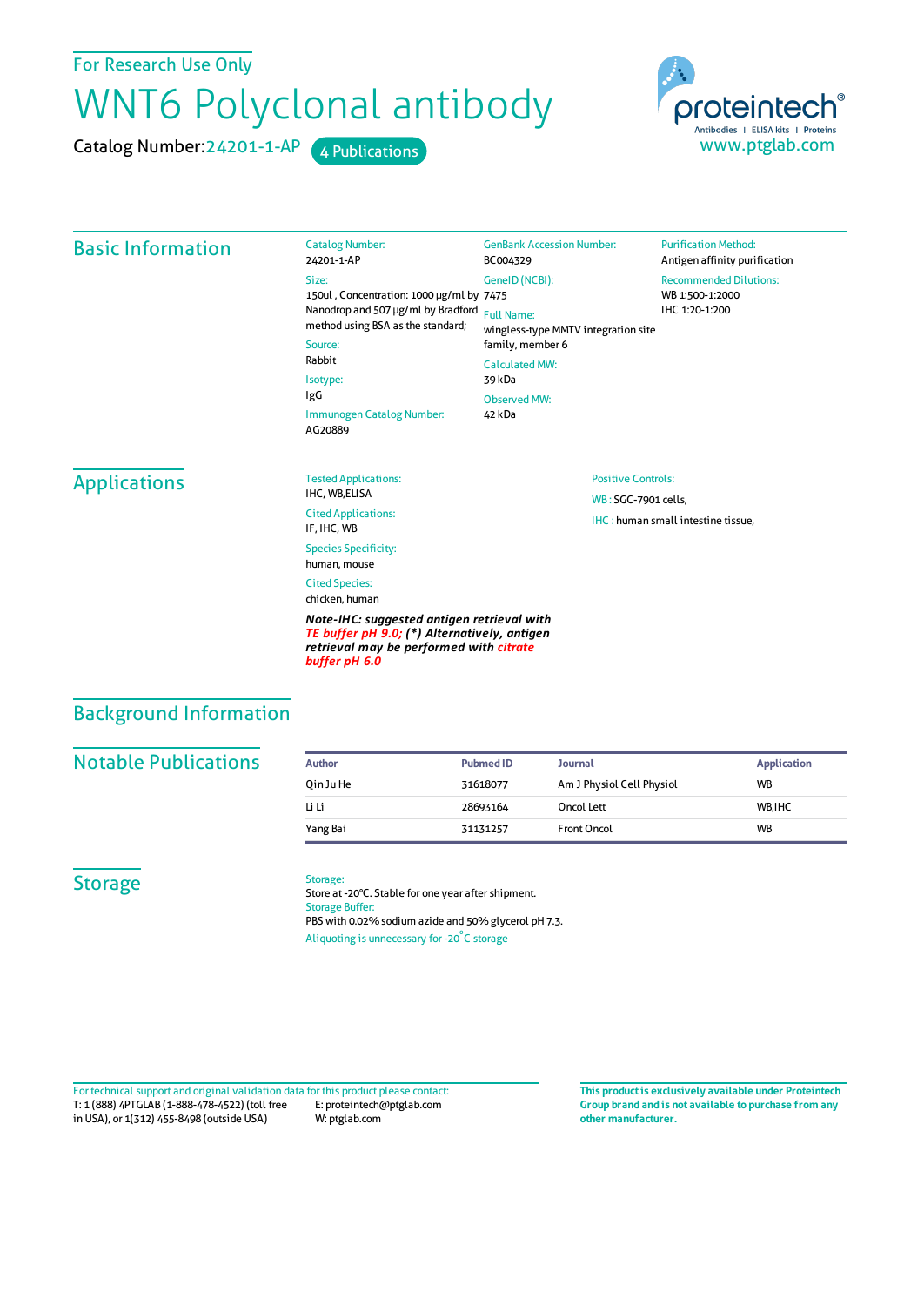For Research Use Only

# WNT6 Polyclonal antibody

Catalog Number:24201-1-AP 4 Publications

proteintech® Antibodies | ELISA kits | Proteins www.ptglab.com

## Basic Information

Catalog Number:
24201-1-AP

Size:
150ul , Concentration: 1000 μg/ml by Nanodrop and 507 μg/ml by Bradford method using BSA as the standard;

Source:
Rabbit

Isotype:
IgG

Immunogen Catalog Number:
AG20889

GenBank Accession Number:
BC004329

GeneID (NCBI):
7475

Full Name:
wingless-type MMTV integration site family, member 6

Calculated MW:
39 kDa

Observed MW:
42 kDa

Purification Method:
Antigen affinity purification

Recommended Dilutions:
WB 1:500-1:2000
IHC 1:20-1:200

## Applications

Tested Applications:
IHC, WB,ELISA

Cited Applications:
IF, IHC, WB

Species Specificity:
human, mouse

Cited Species:
chicken, human

***Note-IHC: suggested antigen retrieval with TE buffer pH 9.0; (\*) Alternatively, antigen retrieval may be performed with citrate buffer pH 6.0***

Positive Controls:

WB : SGC-7901 cells,

IHC : human small intestine tissue,

## Background Information

## Notable Publications

| Author | Pubmed ID | Journal | Application |
|---|---|---|---|
| Qin Ju He | 31618077 | Am J Physiol Cell Physiol | WB |
| Li Li | 28693164 | Oncol Lett | WB,IHC |
| Yang Bai | 31131257 | Front Oncol | WB |

## Storage

Storage:
Store at -20°C. Stable for one year after shipment.

Storage Buffer:
PBS with 0.02% sodium azide and 50% glycerol pH 7.3.

Aliquoting is unnecessary for -20°C storage

For technical support and original validation data for this product please contact:
T: 1 (888) 4PTGLAB (1-888-478-4522) (toll free in USA), or 1(312) 455-8498 (outside USA)
E: proteintech@ptglab.com
W: ptglab.com

**This product is exclusively available under Proteintech Group brand and is not available to purchase from any other manufacturer.**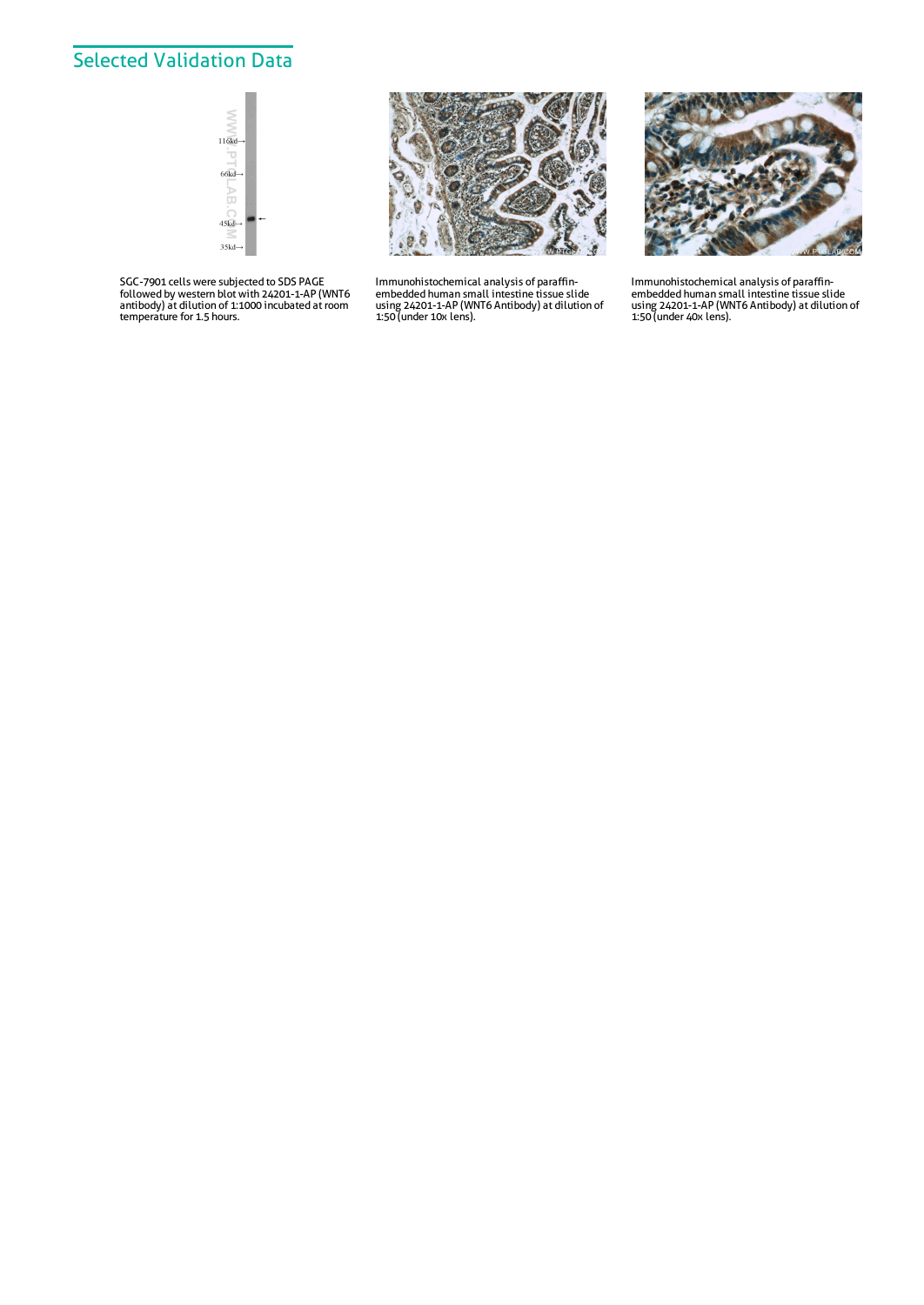## Selected Validation Data

116kd→
66kd→
45kd→
35kd→

SGC-7901 cells were subjected to SDS PAGE followed by western blot with 24201-1-AP (WNT6 antibody) at dilution of 1:1000 incubated at room temperature for 1.5 hours.

Immunohistochemical analysis of paraffin-embedded human small intestine tissue slide using 24201-1-AP (WNT6 Antibody) at dilution of 1:50 (under 10x lens).

Immunohistochemical analysis of paraffin-embedded human small intestine tissue slide using 24201-1-AP (WNT6 Antibody) at dilution of 1:50 (under 40x lens).